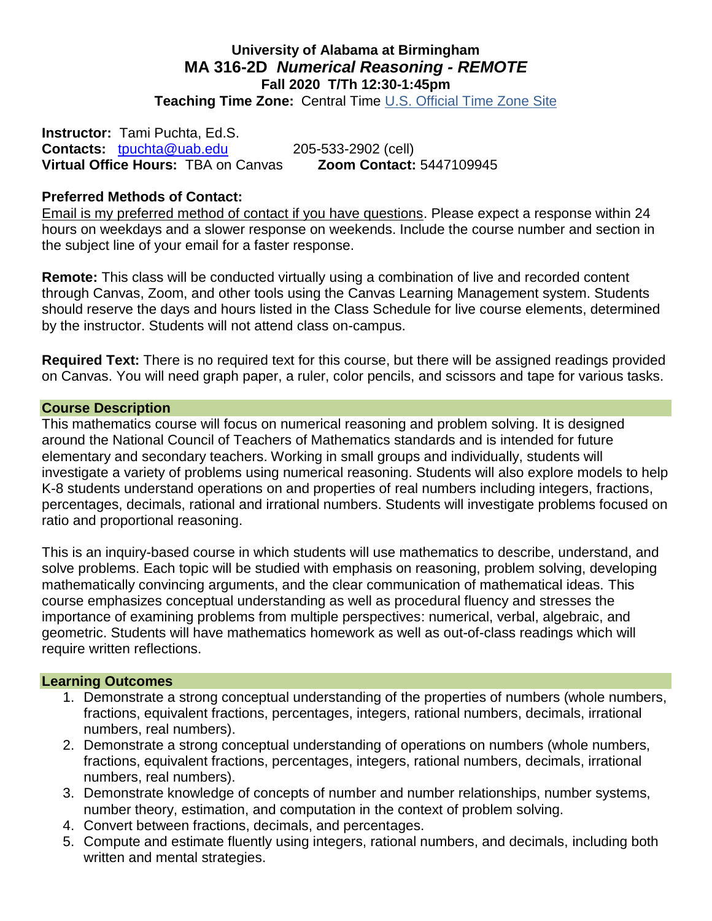# University of Alabama at Birmingham

## MA 316-2D *Numerical Reasoning - REMOTE*

**Fall 2020 T/Th 12:30-1:45pm**

**Teaching Time Zone:** Central Time [U.S. Official Time Zone Site](#)

**Instructor:** Tami Puchta, Ed.S.
**Contacts:** [tpuchta@uab.edu](mailto:tpuchta@uab.edu) 205-533-2902 (cell)
**Virtual Office Hours:** TBA on Canvas **Zoom Contact:** 5447109945

**Preferred Methods of Contact:**
Email is my preferred method of contact if you have questions. Please expect a response within 24 hours on weekdays and a slower response on weekends. Include the course number and section in the subject line of your email for a faster response.

**Remote:** This class will be conducted virtually using a combination of live and recorded content through Canvas, Zoom, and other tools using the Canvas Learning Management system. Students should reserve the days and hours listed in the Class Schedule for live course elements, determined by the instructor. Students will not attend class on-campus.

**Required Text:** There is no required text for this course, but there will be assigned readings provided on Canvas. You will need graph paper, a ruler, color pencils, and scissors and tape for various tasks.

## Course Description

This mathematics course will focus on numerical reasoning and problem solving. It is designed around the National Council of Teachers of Mathematics standards and is intended for future elementary and secondary teachers. Working in small groups and individually, students will investigate a variety of problems using numerical reasoning. Students will also explore models to help K-8 students understand operations on and properties of real numbers including integers, fractions, percentages, decimals, rational and irrational numbers. Students will investigate problems focused on ratio and proportional reasoning.

This is an inquiry-based course in which students will use mathematics to describe, understand, and solve problems. Each topic will be studied with emphasis on reasoning, problem solving, developing mathematically convincing arguments, and the clear communication of mathematical ideas. This course emphasizes conceptual understanding as well as procedural fluency and stresses the importance of examining problems from multiple perspectives: numerical, verbal, algebraic, and geometric. Students will have mathematics homework as well as out-of-class readings which will require written reflections.

## Learning Outcomes

1. Demonstrate a strong conceptual understanding of the properties of numbers (whole numbers, fractions, equivalent fractions, percentages, integers, rational numbers, decimals, irrational numbers, real numbers).
2. Demonstrate a strong conceptual understanding of operations on numbers (whole numbers, fractions, equivalent fractions, percentages, integers, rational numbers, decimals, irrational numbers, real numbers).
3. Demonstrate knowledge of concepts of number and number relationships, number systems, number theory, estimation, and computation in the context of problem solving.
4. Convert between fractions, decimals, and percentages.
5. Compute and estimate fluently using integers, rational numbers, and decimals, including both written and mental strategies.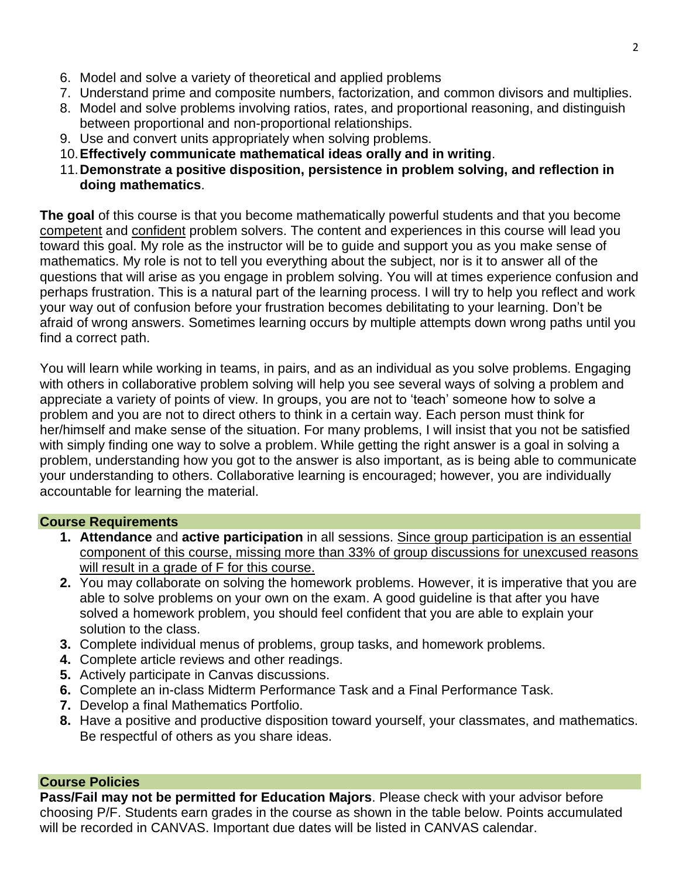6. Model and solve a variety of theoretical and applied problems
7. Understand prime and composite numbers, factorization, and common divisors and multiples.
8. Model and solve problems involving ratios, rates, and proportional reasoning, and distinguish between proportional and non-proportional relationships.
9. Use and convert units appropriately when solving problems.
10. **Effectively communicate mathematical ideas orally and in writing**.
11. **Demonstrate a positive disposition, persistence in problem solving, and reflection in doing mathematics**.

**The goal** of this course is that you become mathematically powerful students and that you become competent and confident problem solvers. The content and experiences in this course will lead you toward this goal. My role as the instructor will be to guide and support you as you make sense of mathematics. My role is not to tell you everything about the subject, nor is it to answer all of the questions that will arise as you engage in problem solving. You will at times experience confusion and perhaps frustration. This is a natural part of the learning process. I will try to help you reflect and work your way out of confusion before your frustration becomes debilitating to your learning. Don't be afraid of wrong answers. Sometimes learning occurs by multiple attempts down wrong paths until you find a correct path.

You will learn while working in teams, in pairs, and as an individual as you solve problems. Engaging with others in collaborative problem solving will help you see several ways of solving a problem and appreciate a variety of points of view. In groups, you are not to 'teach' someone how to solve a problem and you are not to direct others to think in a certain way. Each person must think for her/himself and make sense of the situation. For many problems, I will insist that you not be satisfied with simply finding one way to solve a problem. While getting the right answer is a goal in solving a problem, understanding how you got to the answer is also important, as is being able to communicate your understanding to others. Collaborative learning is encouraged; however, you are individually accountable for learning the material.

## Course Requirements

1. **Attendance** and **active participation** in all sessions. Since group participation is an essential component of this course, missing more than 33% of group discussions for unexcused reasons will result in a grade of F for this course.
2. You may collaborate on solving the homework problems. However, it is imperative that you are able to solve problems on your own on the exam. A good guideline is that after you have solved a homework problem, you should feel confident that you are able to explain your solution to the class.
3. Complete individual menus of problems, group tasks, and homework problems.
4. Complete article reviews and other readings.
5. Actively participate in Canvas discussions.
6. Complete an in-class Midterm Performance Task and a Final Performance Task.
7. Develop a final Mathematics Portfolio.
8. Have a positive and productive disposition toward yourself, your classmates, and mathematics. Be respectful of others as you share ideas.

## Course Policies

**Pass/Fail may not be permitted for Education Majors**. Please check with your advisor before choosing P/F. Students earn grades in the course as shown in the table below. Points accumulated will be recorded in CANVAS. Important due dates will be listed in CANVAS calendar.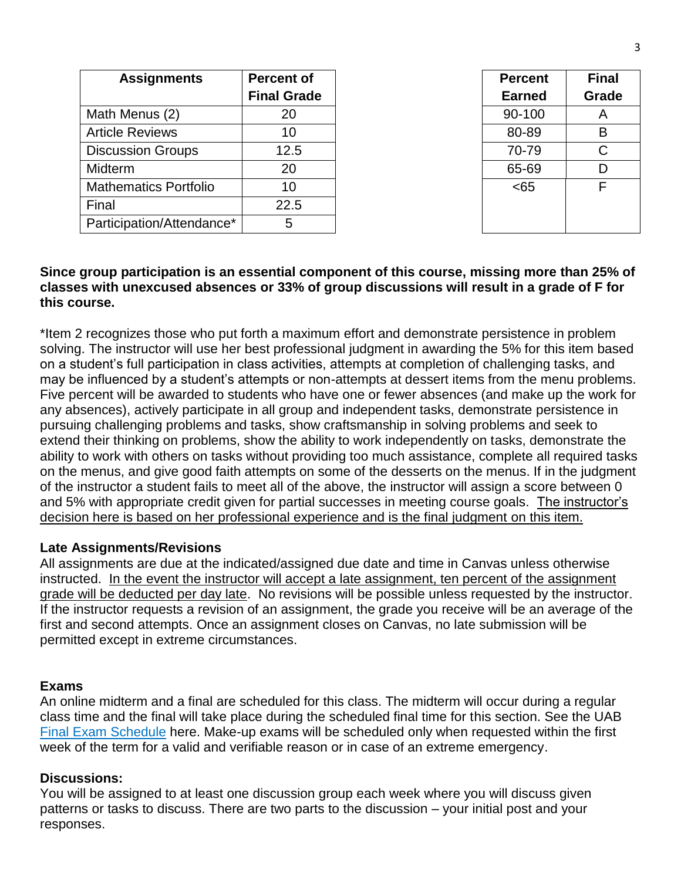| Assignments | Percent of Final Grade |
|---|---|
| Math Menus (2) | 20 |
| Article Reviews | 10 |
| Discussion Groups | 12.5 |
| Midterm | 20 |
| Mathematics Portfolio | 10 |
| Final | 22.5 |
| Participation/Attendance* | 5 |

| Percent Earned | Final Grade |
|---|---|
| 90-100 | A |
| 80-89 | B |
| 70-79 | C |
| 65-69 | D |
| <65 | F |

**Since group participation is an essential component of this course, missing more than 25% of classes with unexcused absences or 33% of group discussions will result in a grade of F for this course.**

*Item 2 recognizes those who put forth a maximum effort and demonstrate persistence in problem solving. The instructor will use her best professional judgment in awarding the 5% for this item based on a student's full participation in class activities, attempts at completion of challenging tasks, and may be influenced by a student's attempts or non-attempts at dessert items from the menu problems. Five percent will be awarded to students who have one or fewer absences (and make up the work for any absences), actively participate in all group and independent tasks, demonstrate persistence in pursuing challenging problems and tasks, show craftsmanship in solving problems and seek to extend their thinking on problems, show the ability to work independently on tasks, demonstrate the ability to work with others on tasks without providing too much assistance, complete all required tasks on the menus, and give good faith attempts on some of the desserts on the menus. If in the judgment of the instructor a student fails to meet all of the above, the instructor will assign a score between 0 and 5% with appropriate credit given for partial successes in meeting course goals. <u>The instructor's decision here is based on her professional experience and is the final judgment on this item.</u>

**Late Assignments/Revisions**

All assignments are due at the indicated/assigned due date and time in Canvas unless otherwise instructed. <u>In the event the instructor will accept a late assignment, ten percent of the assignment grade will be deducted per day late</u>. No revisions will be possible unless requested by the instructor. If the instructor requests a revision of an assignment, the grade you receive will be an average of the first and second attempts. Once an assignment closes on Canvas, no late submission will be permitted except in extreme circumstances.

**Exams**

An online midterm and a final are scheduled for this class. The midterm will occur during a regular class time and the final will take place during the scheduled final time for this section. See the UAB Final Exam Schedule here. Make-up exams will be scheduled only when requested within the first week of the term for a valid and verifiable reason or in case of an extreme emergency.

**Discussions:**

You will be assigned to at least one discussion group each week where you will discuss given patterns or tasks to discuss. There are two parts to the discussion – your initial post and your responses.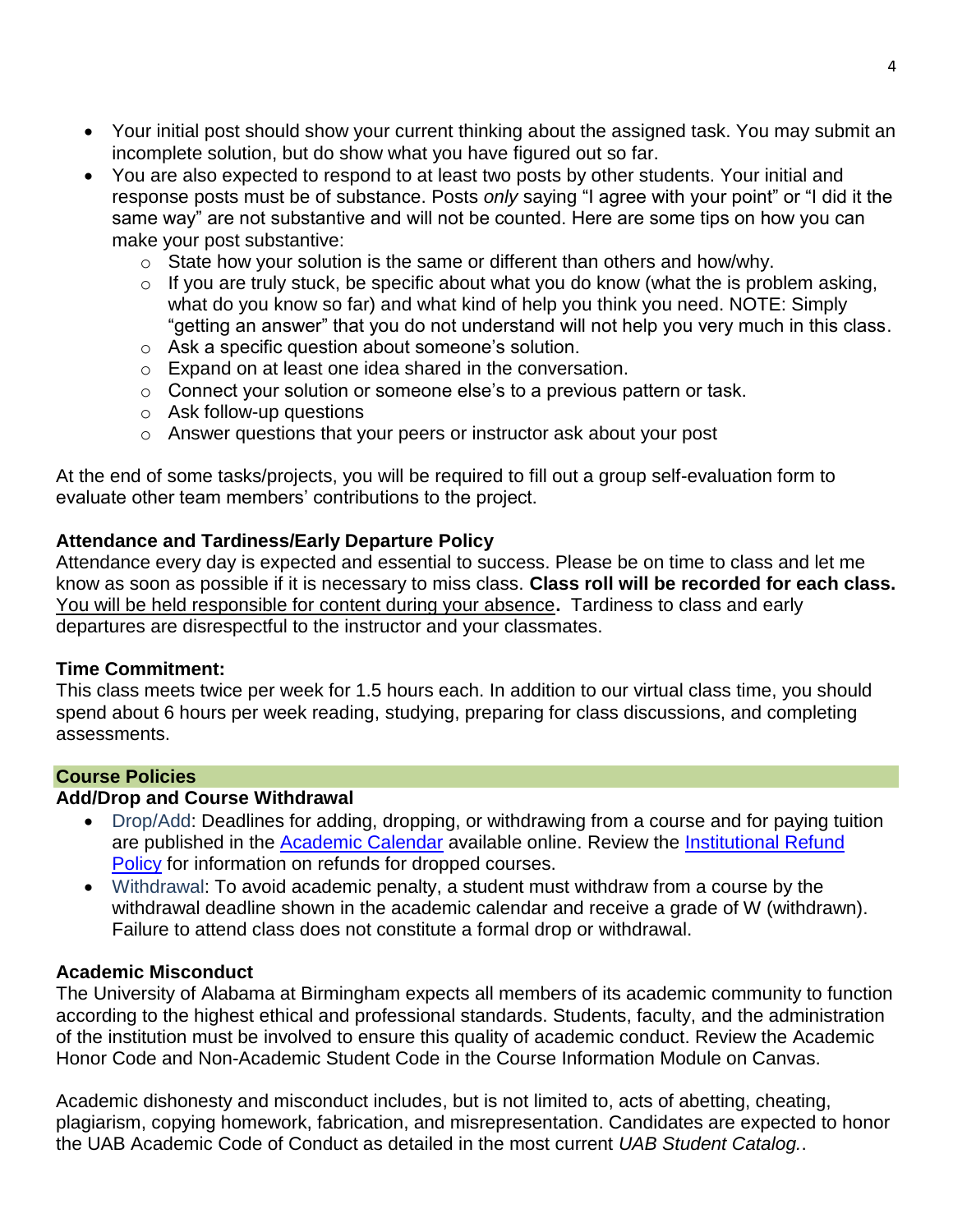- Your initial post should show your current thinking about the assigned task. You may submit an incomplete solution, but do show what you have figured out so far.
- You are also expected to respond to at least two posts by other students. Your initial and response posts must be of substance. Posts *only* saying "I agree with your point" or "I did it the same way" are not substantive and will not be counted. Here are some tips on how you can make your post substantive:
  - State how your solution is the same or different than others and how/why.
  - If you are truly stuck, be specific about what you do know (what the is problem asking, what do you know so far) and what kind of help you think you need. NOTE: Simply "getting an answer" that you do not understand will not help you very much in this class.
  - Ask a specific question about someone's solution.
  - Expand on at least one idea shared in the conversation.
  - Connect your solution or someone else's to a previous pattern or task.
  - Ask follow-up questions
  - Answer questions that your peers or instructor ask about your post

At the end of some tasks/projects, you will be required to fill out a group self-evaluation form to evaluate other team members' contributions to the project.

### Attendance and Tardiness/Early Departure Policy

Attendance every day is expected and essential to success. Please be on time to class and let me know as soon as possible if it is necessary to miss class. **Class roll will be recorded for each class.** <u>You will be held responsible for content during your absence</u>**.** Tardiness to class and early departures are disrespectful to the instructor and your classmates.

### Time Commitment:

This class meets twice per week for 1.5 hours each. In addition to our virtual class time, you should spend about 6 hours per week reading, studying, preparing for class discussions, and completing assessments.

## Course Policies

### Add/Drop and Course Withdrawal

- Drop/Add: Deadlines for adding, dropping, or withdrawing from a course and for paying tuition are published in the Academic Calendar available online. Review the Institutional Refund Policy for information on refunds for dropped courses.
- Withdrawal: To avoid academic penalty, a student must withdraw from a course by the withdrawal deadline shown in the academic calendar and receive a grade of W (withdrawn). Failure to attend class does not constitute a formal drop or withdrawal.

### Academic Misconduct

The University of Alabama at Birmingham expects all members of its academic community to function according to the highest ethical and professional standards. Students, faculty, and the administration of the institution must be involved to ensure this quality of academic conduct. Review the Academic Honor Code and Non-Academic Student Code in the Course Information Module on Canvas.

Academic dishonesty and misconduct includes, but is not limited to, acts of abetting, cheating, plagiarism, copying homework, fabrication, and misrepresentation. Candidates are expected to honor the UAB Academic Code of Conduct as detailed in the most current *UAB Student Catalog.*.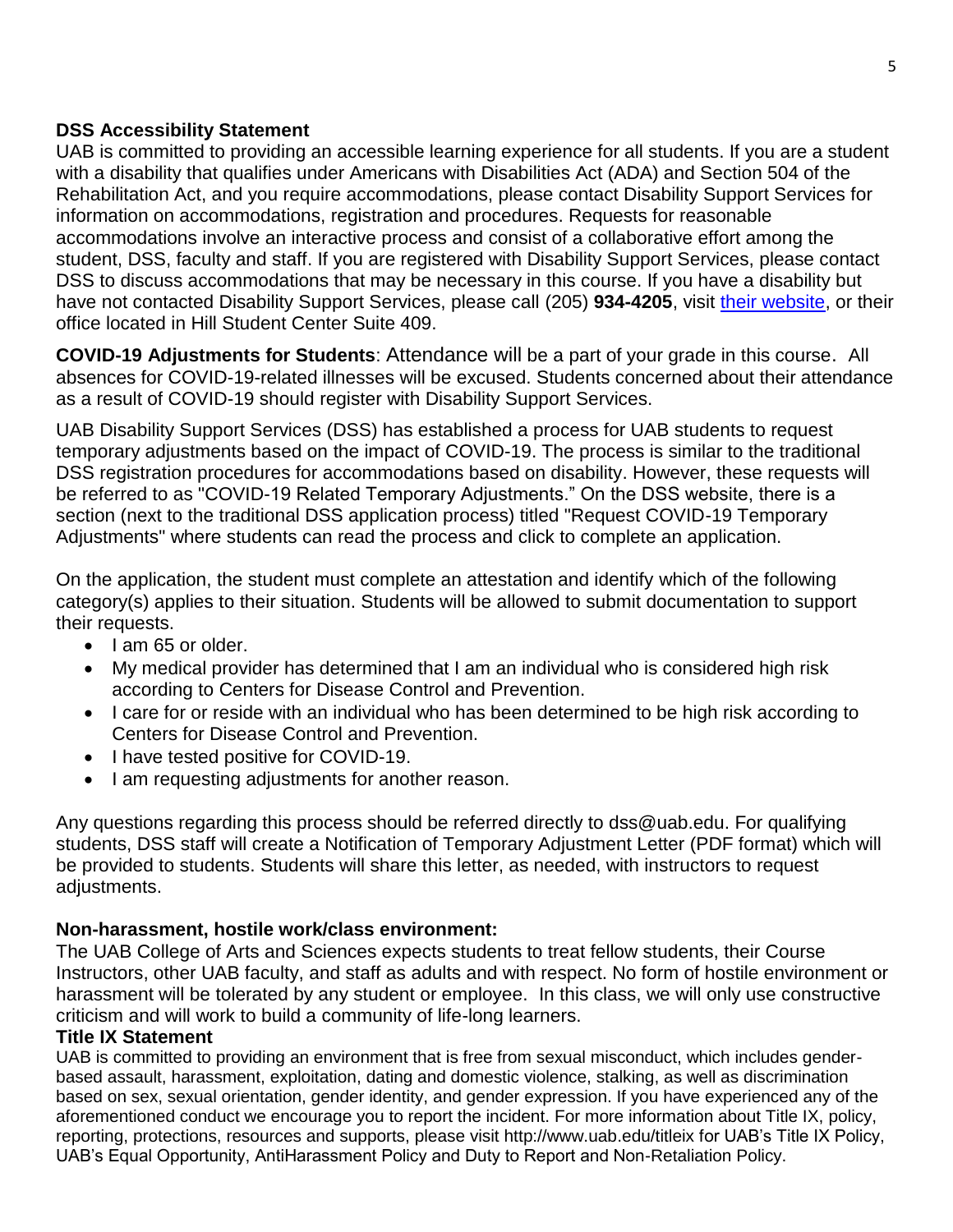**DSS Accessibility Statement**

UAB is committed to providing an accessible learning experience for all students. If you are a student with a disability that qualifies under Americans with Disabilities Act (ADA) and Section 504 of the Rehabilitation Act, and you require accommodations, please contact Disability Support Services for information on accommodations, registration and procedures. Requests for reasonable accommodations involve an interactive process and consist of a collaborative effort among the student, DSS, faculty and staff. If you are registered with Disability Support Services, please contact DSS to discuss accommodations that may be necessary in this course. If you have a disability but have not contacted Disability Support Services, please call (205) **934-4205**, visit their website, or their office located in Hill Student Center Suite 409.

**COVID-19 Adjustments for Students**: Attendance will be a part of your grade in this course. All absences for COVID-19-related illnesses will be excused. Students concerned about their attendance as a result of COVID-19 should register with Disability Support Services.

UAB Disability Support Services (DSS) has established a process for UAB students to request temporary adjustments based on the impact of COVID-19. The process is similar to the traditional DSS registration procedures for accommodations based on disability. However, these requests will be referred to as "COVID-19 Related Temporary Adjustments." On the DSS website, there is a section (next to the traditional DSS application process) titled "Request COVID-19 Temporary Adjustments" where students can read the process and click to complete an application.

On the application, the student must complete an attestation and identify which of the following category(s) applies to their situation. Students will be allowed to submit documentation to support their requests.

- I am 65 or older.
- My medical provider has determined that I am an individual who is considered high risk according to Centers for Disease Control and Prevention.
- I care for or reside with an individual who has been determined to be high risk according to Centers for Disease Control and Prevention.
- I have tested positive for COVID-19.
- I am requesting adjustments for another reason.

Any questions regarding this process should be referred directly to dss@uab.edu. For qualifying students, DSS staff will create a Notification of Temporary Adjustment Letter (PDF format) which will be provided to students. Students will share this letter, as needed, with instructors to request adjustments.

**Non-harassment, hostile work/class environment:**

The UAB College of Arts and Sciences expects students to treat fellow students, their Course Instructors, other UAB faculty, and staff as adults and with respect. No form of hostile environment or harassment will be tolerated by any student or employee. In this class, we will only use constructive criticism and will work to build a community of life-long learners.

**Title IX Statement**

UAB is committed to providing an environment that is free from sexual misconduct, which includes gender-based assault, harassment, exploitation, dating and domestic violence, stalking, as well as discrimination based on sex, sexual orientation, gender identity, and gender expression. If you have experienced any of the aforementioned conduct we encourage you to report the incident. For more information about Title IX, policy, reporting, protections, resources and supports, please visit http://www.uab.edu/titleix for UAB's Title IX Policy, UAB's Equal Opportunity, AntiHarassment Policy and Duty to Report and Non-Retaliation Policy.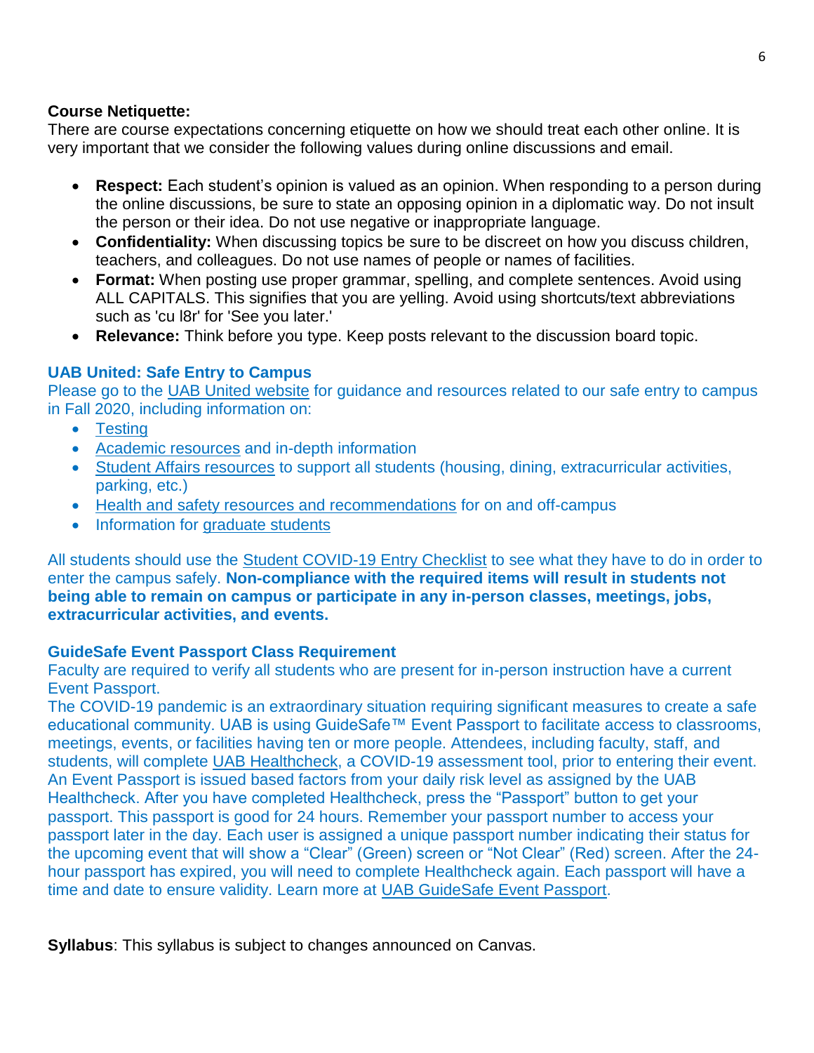**Course Netiquette:**
There are course expectations concerning etiquette on how we should treat each other online. It is very important that we consider the following values during online discussions and email.

- **Respect:** Each student's opinion is valued as an opinion. When responding to a person during the online discussions, be sure to state an opposing opinion in a diplomatic way. Do not insult the person or their idea. Do not use negative or inappropriate language.
- **Confidentiality:** When discussing topics be sure to be discreet on how you discuss children, teachers, and colleagues. Do not use names of people or names of facilities.
- **Format:** When posting use proper grammar, spelling, and complete sentences. Avoid using ALL CAPITALS. This signifies that you are yelling. Avoid using shortcuts/text abbreviations such as 'cu l8r' for 'See you later.'
- **Relevance:** Think before you type. Keep posts relevant to the discussion board topic.

**UAB United: Safe Entry to Campus**
Please go to the UAB United website for guidance and resources related to our safe entry to campus in Fall 2020, including information on:

- Testing
- Academic resources and in-depth information
- Student Affairs resources to support all students (housing, dining, extracurricular activities, parking, etc.)
- Health and safety resources and recommendations for on and off-campus
- Information for graduate students

All students should use the Student COVID-19 Entry Checklist to see what they have to do in order to enter the campus safely. **Non-compliance with the required items will result in students not being able to remain on campus or participate in any in-person classes, meetings, jobs, extracurricular activities, and events.**

**GuideSafe Event Passport Class Requirement**
Faculty are required to verify all students who are present for in-person instruction have a current Event Passport.
The COVID-19 pandemic is an extraordinary situation requiring significant measures to create a safe educational community. UAB is using GuideSafe™ Event Passport to facilitate access to classrooms, meetings, events, or facilities having ten or more people. Attendees, including faculty, staff, and students, will complete UAB Healthcheck, a COVID-19 assessment tool, prior to entering their event. An Event Passport is issued based factors from your daily risk level as assigned by the UAB Healthcheck. After you have completed Healthcheck, press the "Passport" button to get your passport. This passport is good for 24 hours. Remember your passport number to access your passport later in the day. Each user is assigned a unique passport number indicating their status for the upcoming event that will show a "Clear" (Green) screen or "Not Clear" (Red) screen. After the 24-hour passport has expired, you will need to complete Healthcheck again. Each passport will have a time and date to ensure validity. Learn more at UAB GuideSafe Event Passport.

**Syllabus**: This syllabus is subject to changes announced on Canvas.